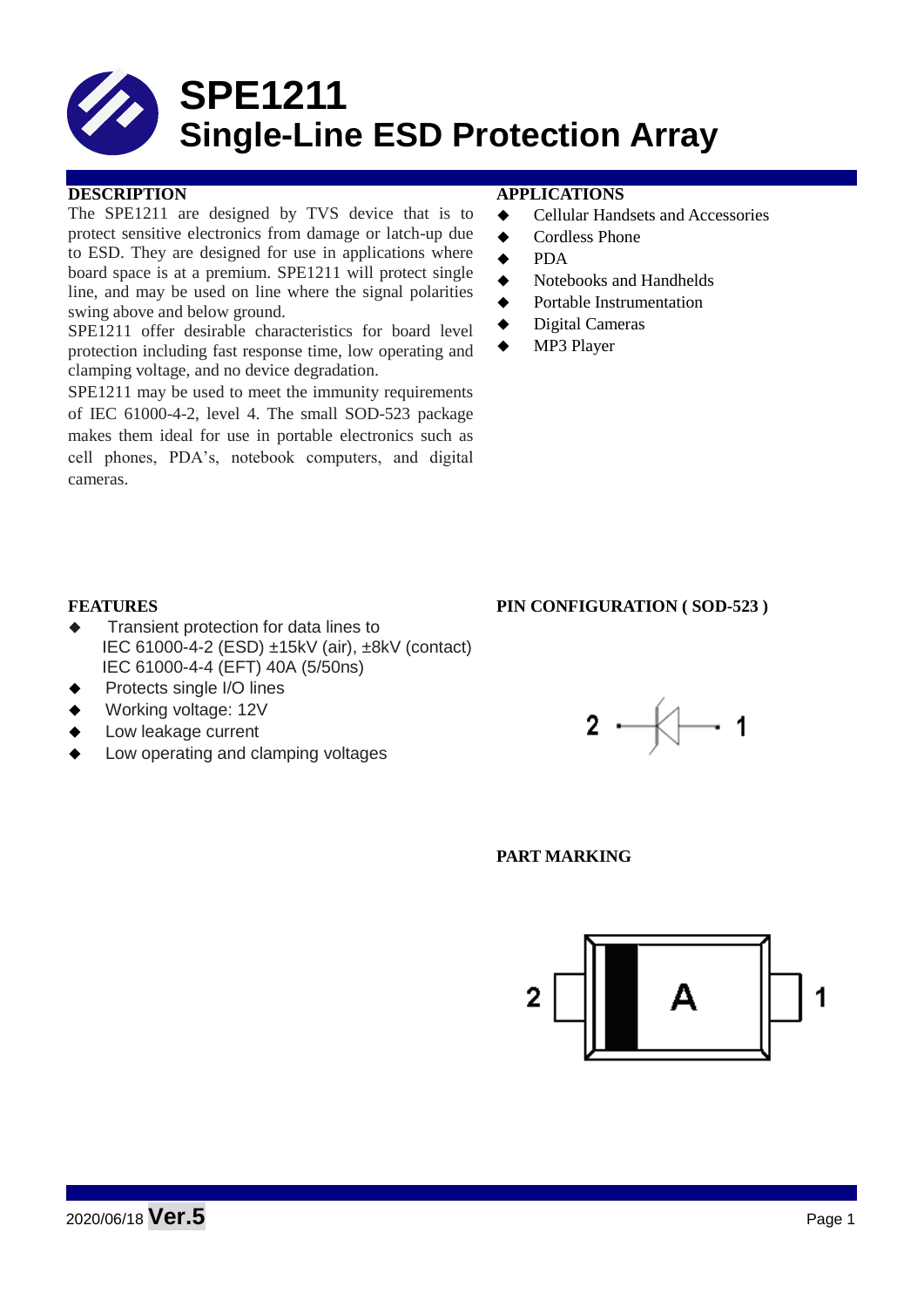# SPE1211
# Single-Line ESD Protection Array

## DESCRIPTION

The SPE1211 are designed by TVS device that is to protect sensitive electronics from damage or latch-up due to ESD. They are designed for use in applications where board space is at a premium. SPE1211 will protect single line, and may be used on line where the signal polarities swing above and below ground.

SPE1211 offer desirable characteristics for board level protection including fast response time, low operating and clamping voltage, and no device degradation.

SPE1211 may be used to meet the immunity requirements of IEC 61000-4-2, level 4. The small SOD-523 package makes them ideal for use in portable electronics such as cell phones, PDA's, notebook computers, and digital cameras.

## APPLICATIONS

- Cellular Handsets and Accessories
- Cordless Phone
- PDA
- Notebooks and Handhelds
- Portable Instrumentation
- Digital Cameras
- MP3 Player

## FEATURES

- Transient protection for data lines to
  IEC 61000-4-2 (ESD) ±15kV (air), ±8kV (contact)
  IEC 61000-4-4 (EFT) 40A (5/50ns)
- Protects single I/O lines
- Working voltage: 12V
- Low leakage current
- Low operating and clamping voltages

## PIN CONFIGURATION ( SOD-523 )

2 —|◁— 1

## PART MARKING

2 [ A ] 1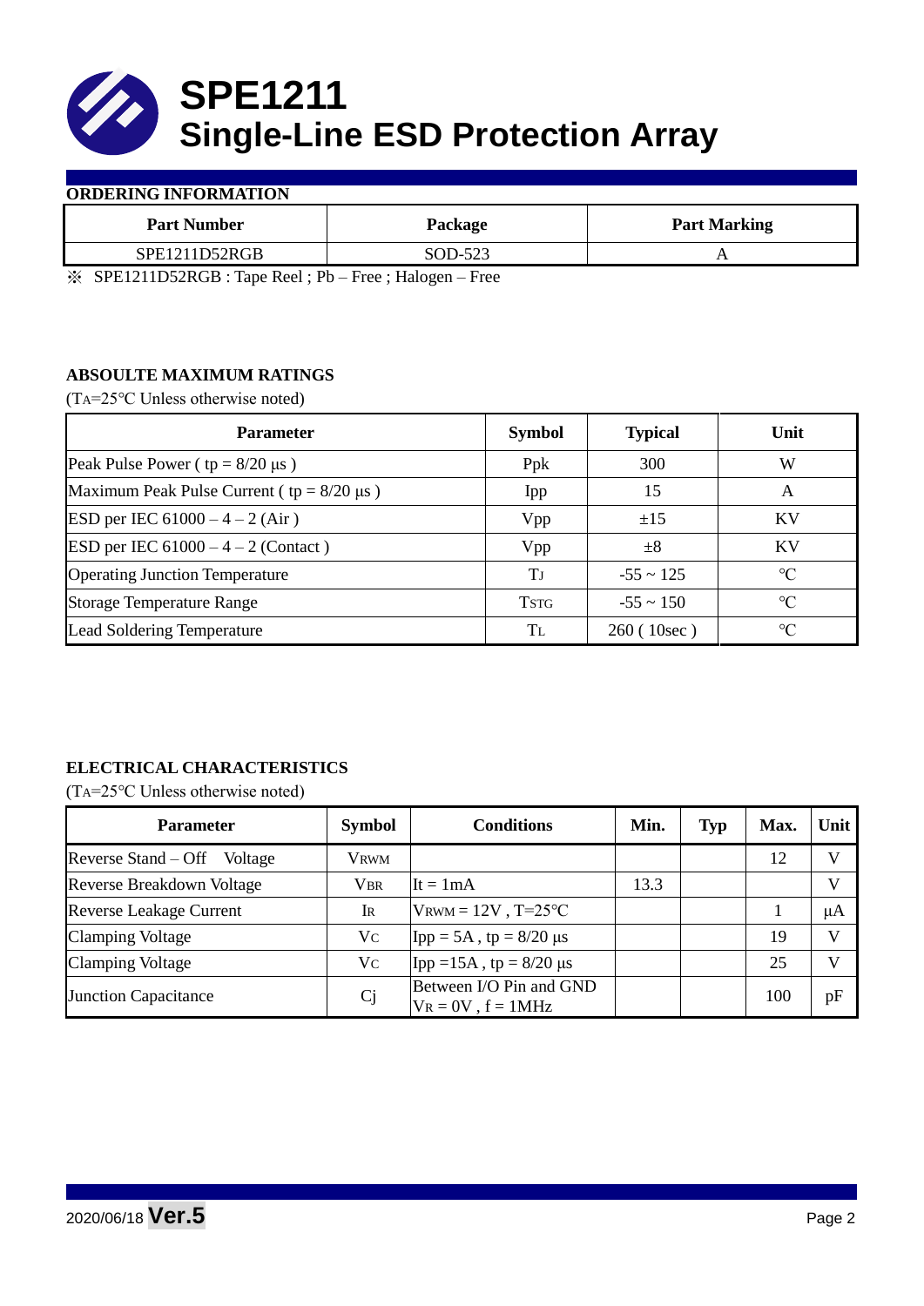# SPE1211
# Single-Line ESD Protection Array

## ORDERING INFORMATION

| Part Number | Package | Part Marking |
|---|---|---|
| SPE1211D52RGB | SOD-523 | A |

※ SPE1211D52RGB : Tape Reel ; Pb – Free ; Halogen – Free

## ABSOULTE MAXIMUM RATINGS

($T_A$=25°C Unless otherwise noted)

| Parameter | Symbol | Typical | Unit |
|---|---|---|---|
| Peak Pulse Power ( tp = 8/20 μs ) | Ppk | 300 | W |
| Maximum Peak Pulse Current ( tp = 8/20 μs ) | Ipp | 15 | A |
| ESD per IEC 61000 – 4 – 2 (Air ) | Vpp | ±15 | KV |
| ESD per IEC 61000 – 4 – 2 (Contact ) | Vpp | ±8 | KV |
| Operating Junction Temperature | $T_J$ | -55 ~ 125 | °C |
| Storage Temperature Range | $T_{STG}$ | -55 ~ 150 | °C |
| Lead Soldering Temperature | $T_L$ | 260 ( 10sec ) | °C |

## ELECTRICAL CHARACTERISTICS

($T_A$=25°C Unless otherwise noted)

| Parameter | Symbol | Conditions | Min. | Typ | Max. | Unit |
|---|---|---|---|---|---|---|
| Reverse Stand – Off Voltage | $V_{RWM}$ | | | | 12 | V |
| Reverse Breakdown Voltage | $V_{BR}$ | It = 1mA | 13.3 | | | V |
| Reverse Leakage Current | $I_R$ | $V_{RWM}$ = 12V , T=25°C | | | 1 | μA |
| Clamping Voltage | $V_C$ | Ipp = 5A , tp = 8/20 μs | | | 19 | V |
| Clamping Voltage | $V_C$ | Ipp =15A , tp = 8/20 μs | | | 25 | V |
| Junction Capacitance | Cj | Between I/O Pin and GND $V_R$ = 0V , f = 1MHz | | | 100 | pF |

2020/06/18 **Ver.5**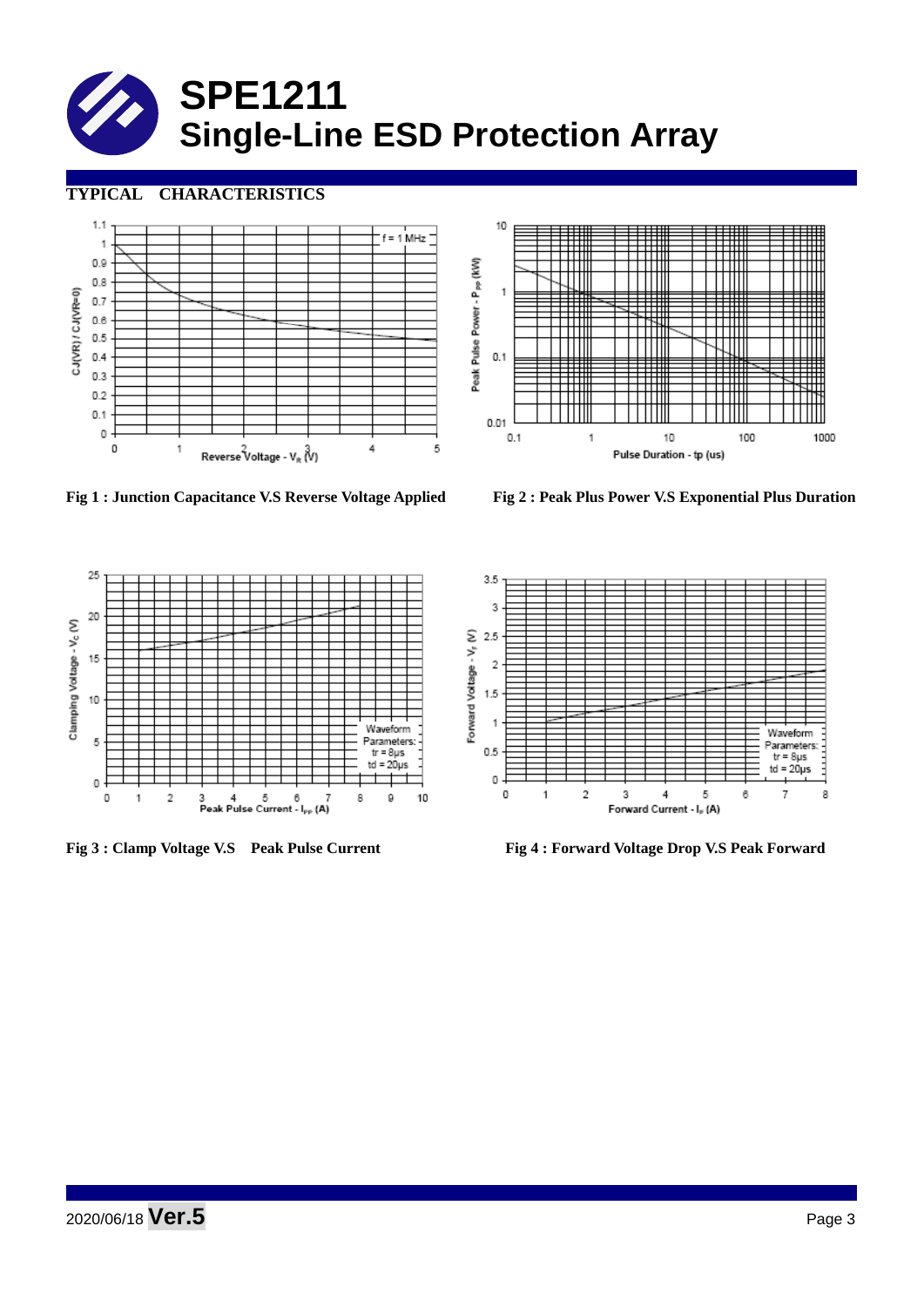## TYPICAL CHARACTERISTICS

Fig 1 : Junction Capacitance V.S Reverse Voltage Applied

Fig 2 : Peak Plus Power V.S Exponential Plus Duration

Fig 3 : Clamp Voltage V.S Peak Pulse Current

Fig 4 : Forward Voltage Drop V.S Peak Forward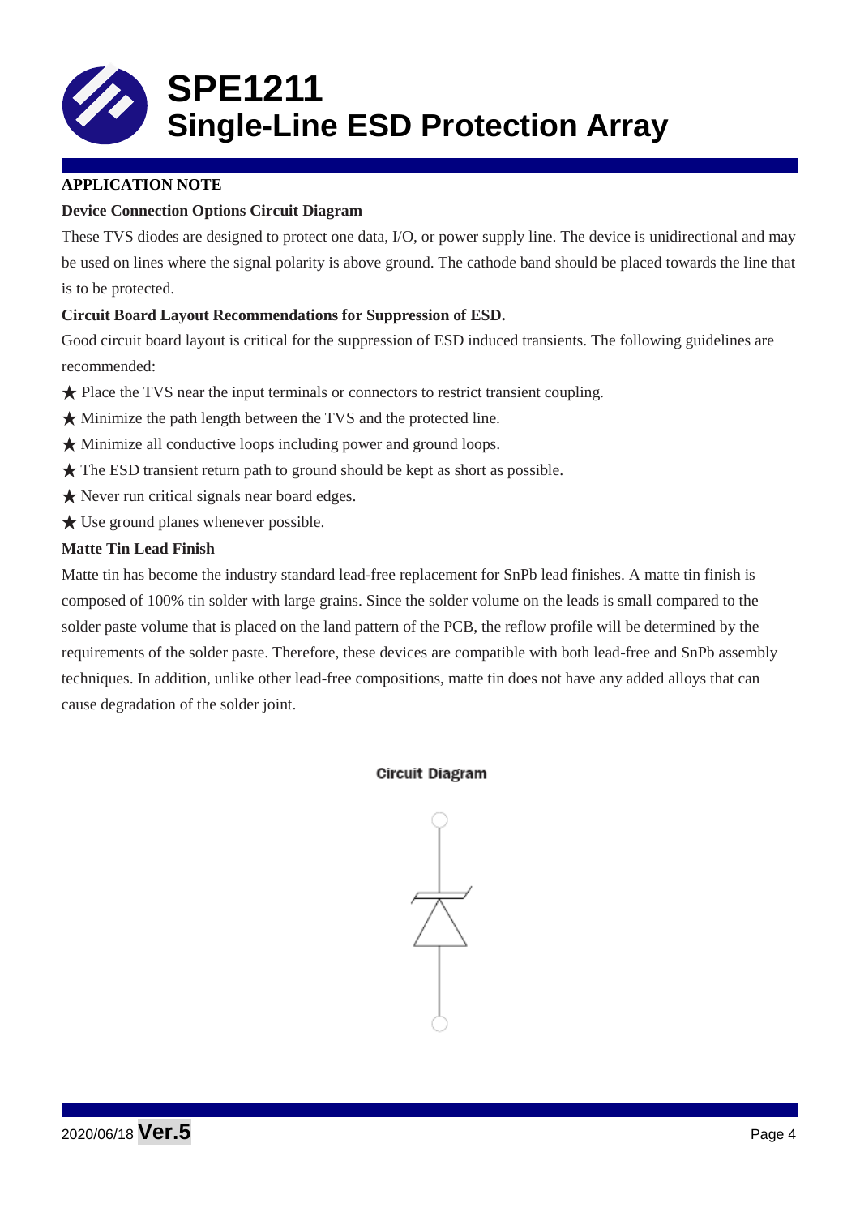# SPE1211
# Single-Line ESD Protection Array

**APPLICATION NOTE**

**Device Connection Options Circuit Diagram**

These TVS diodes are designed to protect one data, I/O, or power supply line. The device is unidirectional and may be used on lines where the signal polarity is above ground. The cathode band should be placed towards the line that is to be protected.

**Circuit Board Layout Recommendations for Suppression of ESD.**

Good circuit board layout is critical for the suppression of ESD induced transients. The following guidelines are recommended:

★ Place the TVS near the input terminals or connectors to restrict transient coupling.
★ Minimize the path length between the TVS and the protected line.
★ Minimize all conductive loops including power and ground loops.
★ The ESD transient return path to ground should be kept as short as possible.
★ Never run critical signals near board edges.
★ Use ground planes whenever possible.

**Matte Tin Lead Finish**

Matte tin has become the industry standard lead-free replacement for SnPb lead finishes. A matte tin finish is composed of 100% tin solder with large grains. Since the solder volume on the leads is small compared to the solder paste volume that is placed on the land pattern of the PCB, the reflow profile will be determined by the requirements of the solder paste. Therefore, these devices are compatible with both lead-free and SnPb assembly techniques. In addition, unlike other lead-free compositions, matte tin does not have any added alloys that can cause degradation of the solder joint.

**Circuit Diagram**

2020/06/18 **Ver.5**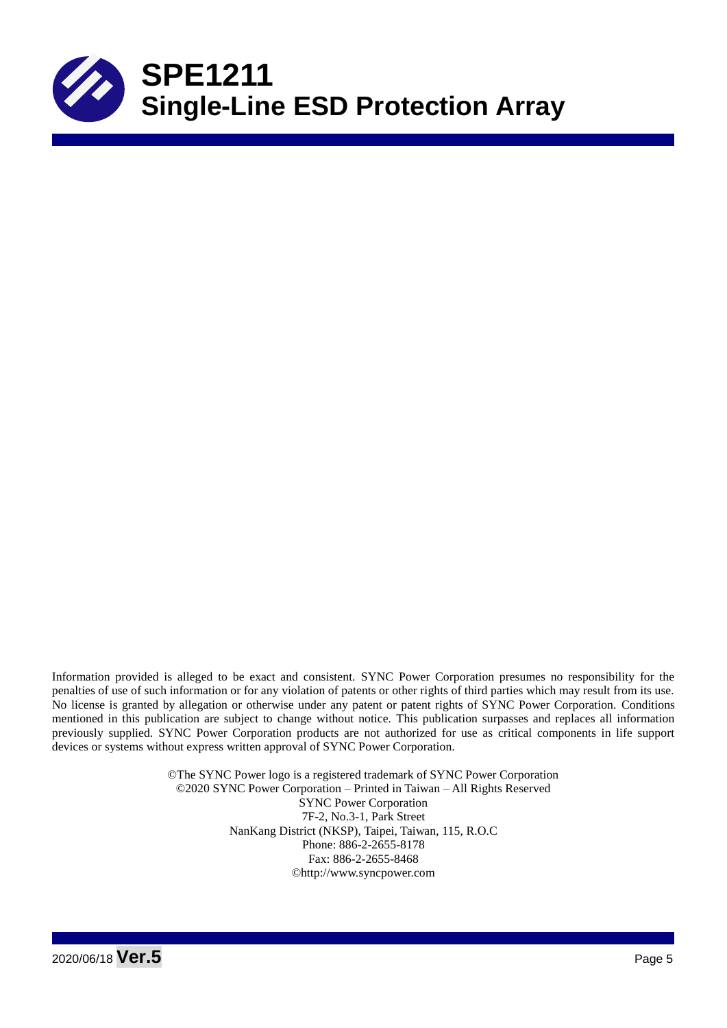Information provided is alleged to be exact and consistent. SYNC Power Corporation presumes no responsibility for the penalties of use of such information or for any violation of patents or other rights of third parties which may result from its use. No license is granted by allegation or otherwise under any patent or patent rights of SYNC Power Corporation. Conditions mentioned in this publication are subject to change without notice. This publication surpasses and replaces all information previously supplied. SYNC Power Corporation products are not authorized for use as critical components in life support devices or systems without express written approval of SYNC Power Corporation.

©The SYNC Power logo is a registered trademark of SYNC Power Corporation
©2020 SYNC Power Corporation – Printed in Taiwan – All Rights Reserved
SYNC Power Corporation
7F-2, No.3-1, Park Street
NanKang District (NKSP), Taipei, Taiwan, 115, R.O.C
Phone: 886-2-2655-8178
Fax: 886-2-2655-8468
©http://www.syncpower.com